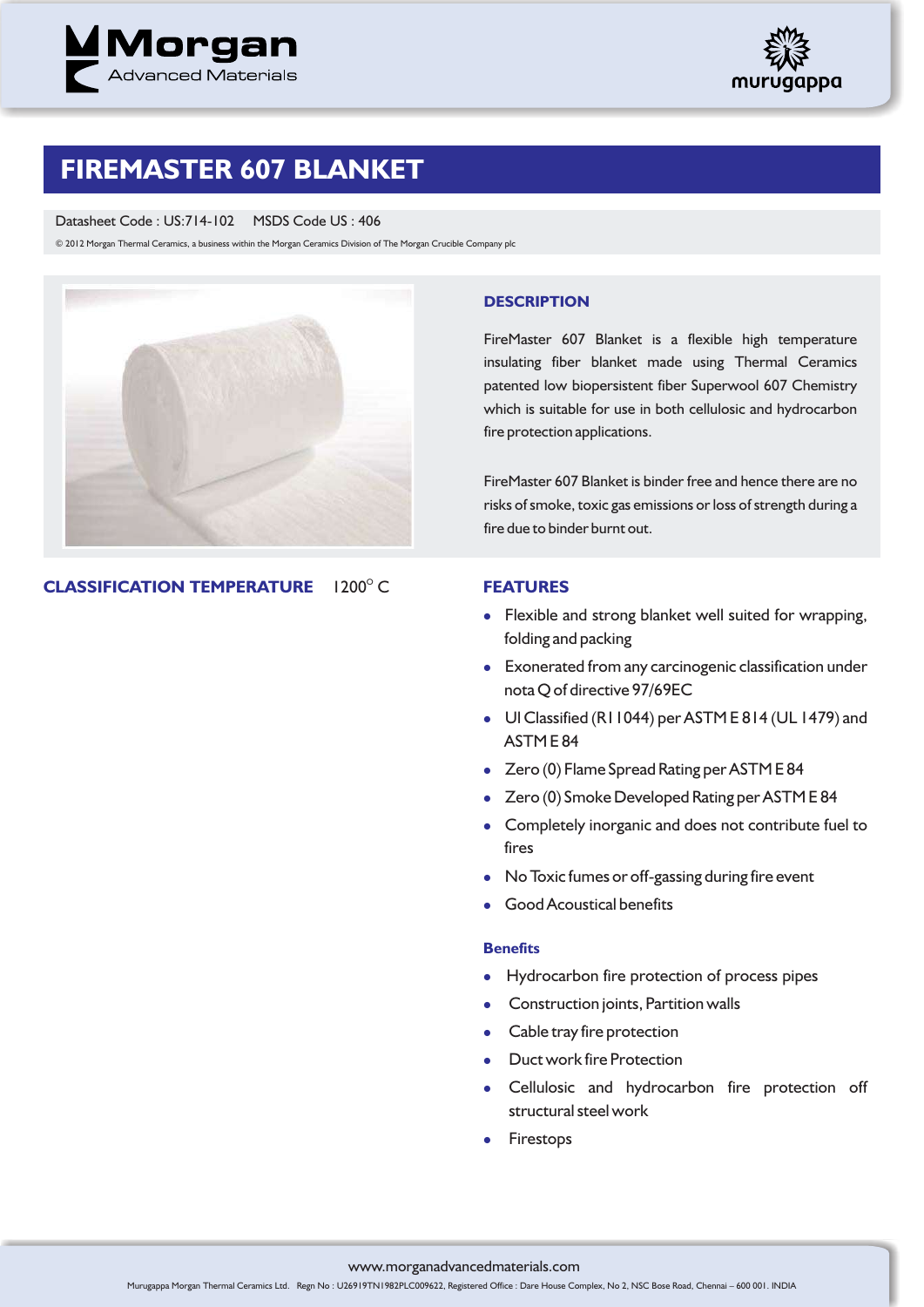# FIREMASTER 607 BLANKET

Datasheet Code : US:714-102    MSDS Code US : 406

© 2012 Morgan Thermal Ceramics, a business within the Morgan Ceramics Division of The Morgan Crucible Company plc

## DESCRIPTION

FireMaster 607 Blanket is a flexible high temperature insulating fiber blanket made using Thermal Ceramics patented low biopersistent fiber Superwool 607 Chemistry which is suitable for use in both cellulosic and hydrocarbon fire protection applications.

FireMaster 607 Blanket is binder free and hence there are no risks of smoke, toxic gas emissions or loss of strength during a fire due to binder burnt out.

## CLASSIFICATION TEMPERATURE    1200° C

## FEATURES

- Flexible and strong blanket well suited for wrapping, folding and packing
- Exonerated from any carcinogenic classification under nota Q of directive 97/69EC
- Ul Classified (R11044) per ASTM E 814 (UL 1479) and ASTM E 84
- Zero (0) Flame Spread Rating per ASTM E 84
- Zero (0) Smoke Developed Rating per ASTM E 84
- Completely inorganic and does not contribute fuel to fires
- No Toxic fumes or off-gassing during fire event
- Good Acoustical benefits

### Benefits

- Hydrocarbon fire protection of process pipes
- Construction joints, Partition walls
- Cable tray fire protection
- Duct work fire Protection
- Cellulosic and hydrocarbon fire protection off structural steel work
- Firestops

www.morganadvancedmaterials.com

Murugappa Morgan Thermal Ceramics Ltd. Regn No : U26919TN1982PLC009622, Registered Office : Dare House Complex, No 2, NSC Bose Road, Chennai – 600 001. INDIA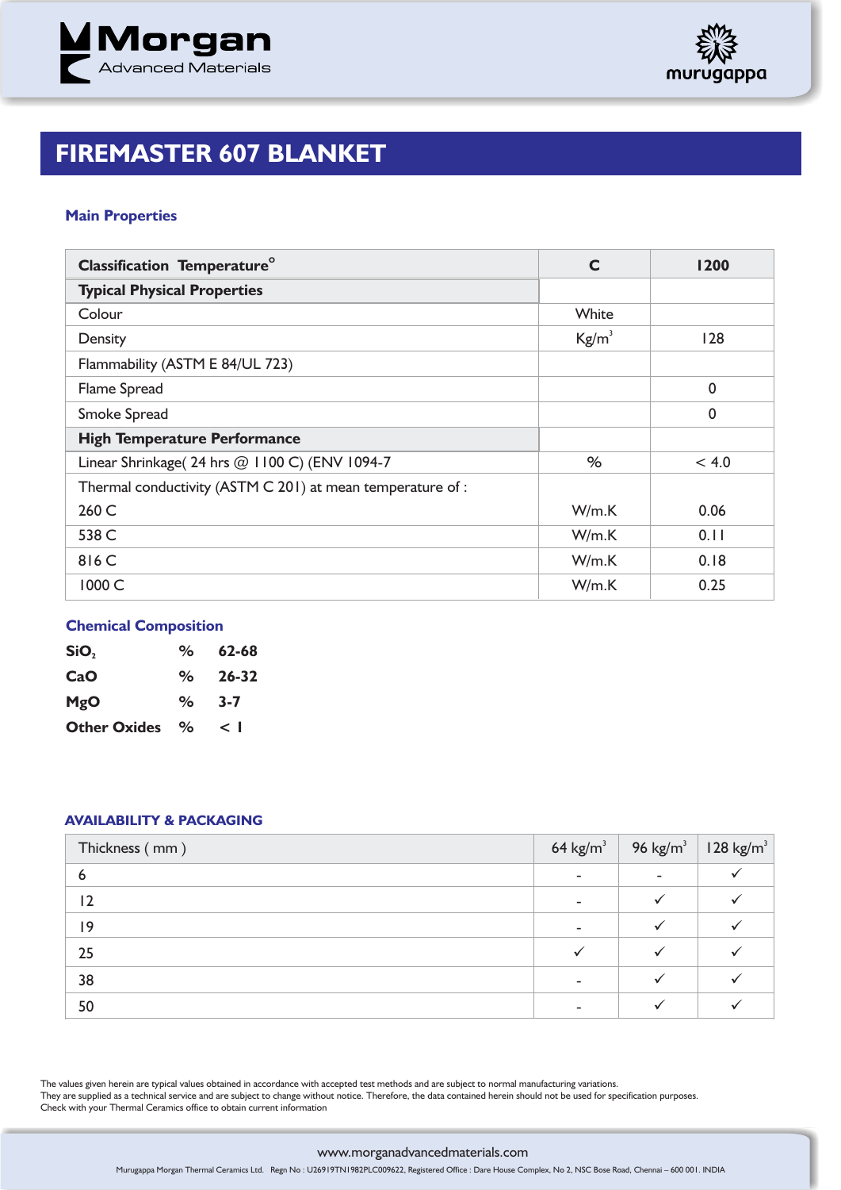# FIREMASTER 607 BLANKET

## Main Properties

| Classification Temperature° | C | 1200 |
|---|---|---|
| **Typical Physical Properties** | | |
| Colour | White | |
| Density | $Kg/m^3$ | 128 |
| Flammability (ASTM E 84/UL 723) | | |
| Flame Spread | | 0 |
| Smoke Spread | | 0 |
| **High Temperature Performance** | | |
| Linear Shrinkage( 24 hrs @ 1100 C) (ENV 1094-7 | % | < 4.0 |
| Thermal conductivity (ASTM C 201) at mean temperature of : 260 C | W/m.K | 0.06 |
| 538 C | W/m.K | 0.11 |
| 816 C | W/m.K | 0.18 |
| 1000 C | W/m.K | 0.25 |

## Chemical Composition

| | | |
|---|---|---|
| **$SiO_2$** | **%** | **62-68** |
| **CaO** | **%** | **26-32** |
| **MgO** | **%** | **3-7** |
| **Other Oxides** | **%** | **< 1** |

## AVAILABILITY & PACKAGING

| Thickness ( mm ) | 64 $kg/m^3$ | 96 $kg/m^3$ | 128 $kg/m^3$ |
|---|---|---|---|
| 6 | - | - | ✓ |
| 12 | - | ✓ | ✓ |
| 19 | - | ✓ | ✓ |
| 25 | ✓ | ✓ | ✓ |
| 38 | - | ✓ | ✓ |
| 50 | - | ✓ | ✓ |

The values given herein are typical values obtained in accordance with accepted test methods and are subject to normal manufacturing variations.
They are supplied as a technical service and are subject to change without notice. Therefore, the data contained herein should not be used for specification purposes.
Check with your Thermal Ceramics office to obtain current information